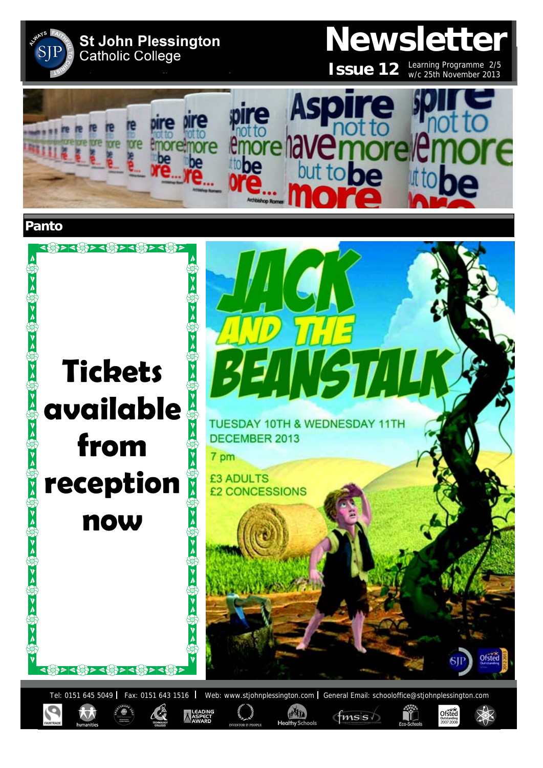# St John Plessington Catholic College

# Newsletter

**Issue 12** Learning Programme 2/5 w/c 25th November 2013

Aspire not to have more but to be more

## Panto

**Tickets available from reception now**

# JACK AND THE BEANSTALK

TUESDAY 10TH & WEDNESDAY 11TH DECEMBER 2013

7 pm

£3 ADULTS
£2 CONCESSIONS

Tel: 0151 645 5049 | Fax: 0151 643 1516 | Web: www.stjohnplessington.com | General Email: schooloffice@stjohnplessington.com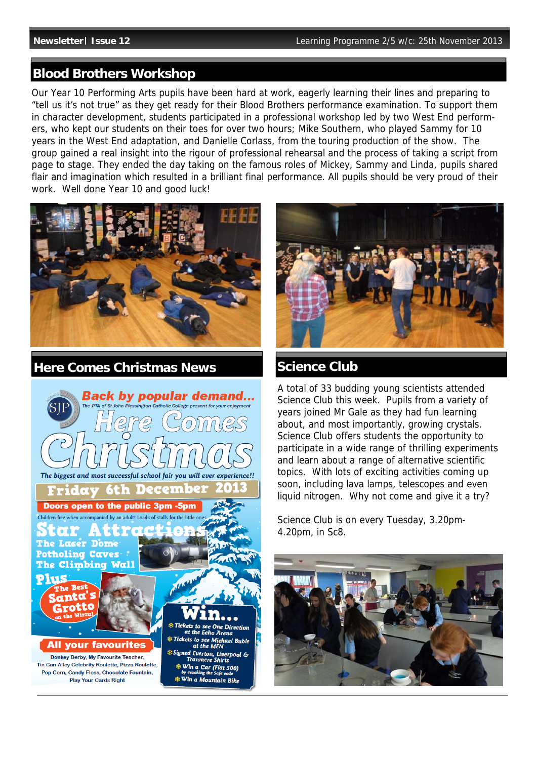## Blood Brothers Workshop

Our Year 10 Performing Arts pupils have been hard at work, eagerly learning their lines and preparing to "tell us it's not true" as they get ready for their Blood Brothers performance examination. To support them in character development, students participated in a professional workshop led by two West End performers, who kept our students on their toes for over two hours; Mike Southern, who played Sammy for 10 years in the West End adaptation, and Danielle Corlass, from the touring production of the show. The group gained a real insight into the rigour of professional rehearsal and the process of taking a script from page to stage. They ended the day taking on the famous roles of Mickey, Sammy and Linda, pupils shared flair and imagination which resulted in a brilliant final performance. All pupils should be very proud of their work. Well done Year 10 and good luck!

## Here Comes Christmas News

**Back by popular demand...**

The PTA of St John Plessington Catholic College present for your enjoyment

# Here Comes Christmas

*The biggest and most successful school fair you will ever experience!!*

**Friday 6th December 2013**

**Doors open to the public 3pm -5pm**

Children free when accompanied by an adult! Loads of stalls for the little ones

**Star Attractions**

- The Laser Dome
- Potholing Caves
- The Climbing Wall

**Plus** The Best Santa's Grotto on the Wirral

**All your favourites**

Donkey Derby, My Favourite Teacher, Tin Can Alley Celebrity Roulette, Pizza Roulette, Pop Corn, Candy Floss, Chocolate Fountain, Play Your Cards Right

**Win...**

- Tickets to see One Direction at the Echo Arena
- Tickets to see Michael Buble at the MEN
- Signed Everton, Liverpool & Tranmere Shirts
- Win a Car (Fiat 500) by cracking the Safe code
- Win a Mountain Bike

## Science Club

A total of 33 budding young scientists attended Science Club this week. Pupils from a variety of years joined Mr Gale as they had fun learning about, and most importantly, growing crystals. Science Club offers students the opportunity to participate in a wide range of thrilling experiments and learn about a range of alternative scientific topics. With lots of exciting activities coming up soon, including lava lamps, telescopes and even liquid nitrogen. Why not come and give it a try?

Science Club is on every Tuesday, 3.20pm-4.20pm, in Sc8.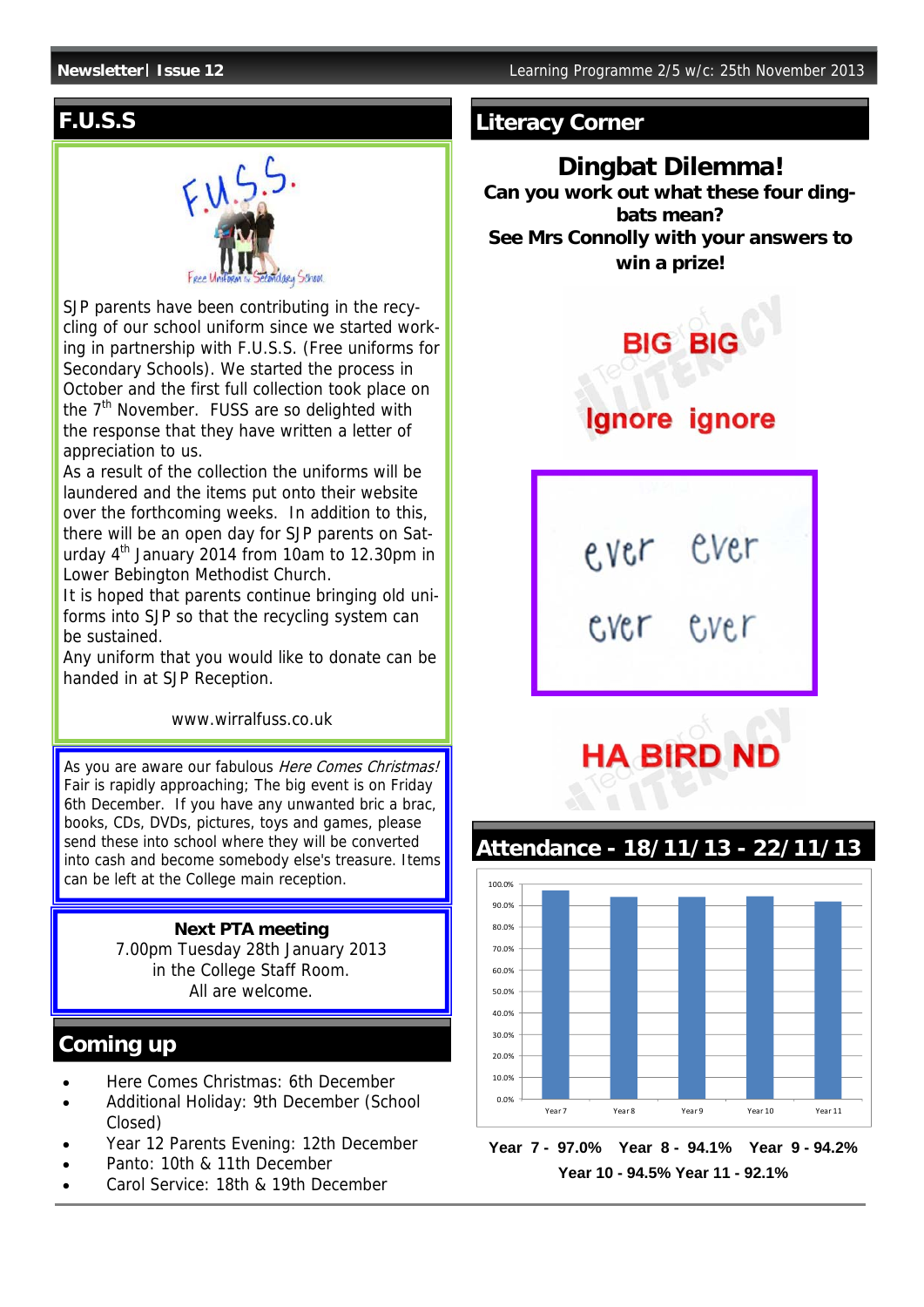## F.U.S.S

SJP parents have been contributing in the recycling of our school uniform since we started working in partnership with F.U.S.S. (Free uniforms for Secondary Schools). We started the process in October and the first full collection took place on the 7th November. FUSS are so delighted with the response that they have written a letter of appreciation to us.

As a result of the collection the uniforms will be laundered and the items put onto their website over the forthcoming weeks. In addition to this, there will be an open day for SJP parents on Saturday 4th January 2014 from 10am to 12.30pm in Lower Bebington Methodist Church.

It is hoped that parents continue bringing old uniforms into SJP so that the recycling system can be sustained.

Any uniform that you would like to donate can be handed in at SJP Reception.

www.wirralfuss.co.uk

As you are aware our fabulous *Here Comes Christmas!* Fair is rapidly approaching; The big event is on Friday 6th December. If you have any unwanted bric a brac, books, CDs, DVDs, pictures, toys and games, please send these into school where they will be converted into cash and become somebody else's treasure. Items can be left at the College main reception.

**Next PTA meeting**
7.00pm Tuesday 28th January 2013
in the College Staff Room.
All are welcome.

## Coming up

- Here Comes Christmas: 6th December
- Additional Holiday: 9th December (School Closed)
- Year 12 Parents Evening: 12th December
- Panto: 10th & 11th December
- Carol Service: 18th & 19th December

## Literacy Corner

### Dingbat Dilemma!

**Can you work out what these four ding-bats mean?**
**See Mrs Connolly with your answers to win a prize!**

BIG BIG
Ignore ignore

ever ever
ever ever

HA BIRD ND

## Attendance - 18/11/13 - 22/11/13

**Year 7 - 97.0% Year 8 - 94.1% Year 9 - 94.2%**
**Year 10 - 94.5% Year 11 - 92.1%**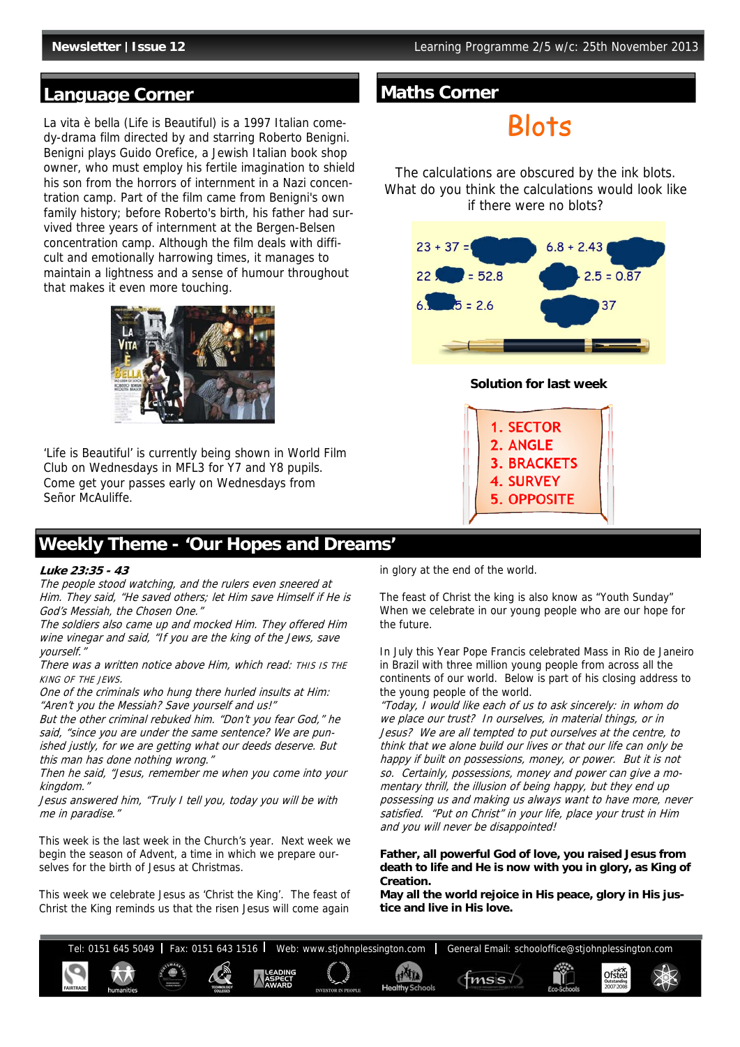## Language Corner

La vita è bella (Life is Beautiful) is a 1997 Italian comedy-drama film directed by and starring Roberto Benigni. Benigni plays Guido Orefice, a Jewish Italian book shop owner, who must employ his fertile imagination to shield his son from the horrors of internment in a Nazi concentration camp. Part of the film came from Benigni's own family history; before Roberto's birth, his father had survived three years of internment at the Bergen-Belsen concentration camp. Although the film deals with difficult and emotionally harrowing times, it manages to maintain a lightness and a sense of humour throughout that makes it even more touching.

'Life is Beautiful' is currently being shown in World Film Club on Wednesdays in MFL3 for Y7 and Y8 pupils. Come get your passes early on Wednesdays from Señor McAuliffe.

## Maths Corner

### Blots

The calculations are obscured by the ink blots. What do you think the calculations would look like if there were no blots?

23 + 37 =

6.8 + 2.43

22 = 52.8

2.5 = 0.87

6. 5 = 2.6

37

**Solution for last week**

1. SECTOR
2. ANGLE
3. BRACKETS
4. SURVEY
5. OPPOSITE

## Weekly Theme - 'Our Hopes and Dreams'

***Luke 23:35 - 43***

*The people stood watching, and the rulers even sneered at Him. They said, "He saved others; let Him save Himself if He is God's Messiah, the Chosen One."*
*The soldiers also came up and mocked Him. They offered Him wine vinegar and said, "If you are the king of the Jews, save yourself."*
*There was a written notice above Him, which read: THIS IS THE KING OF THE JEWS.*
*One of the criminals who hung there hurled insults at Him: "Aren't you the Messiah? Save yourself and us!"*
*But the other criminal rebuked him. "Don't you fear God," he said, "since you are under the same sentence? We are punished justly, for we are getting what our deeds deserve. But this man has done nothing wrong."*
*Then he said, "Jesus, remember me when you come into your kingdom."*
*Jesus answered him, "Truly I tell you, today you will be with me in paradise."*

This week is the last week in the Church's year. Next week we begin the season of Advent, a time in which we prepare ourselves for the birth of Jesus at Christmas.

This week we celebrate Jesus as 'Christ the King'. The feast of Christ the King reminds us that the risen Jesus will come again in glory at the end of the world.

The feast of Christ the king is also know as "Youth Sunday" When we celebrate in our young people who are our hope for the future.

In July this Year Pope Francis celebrated Mass in Rio de Janeiro in Brazil with three million young people from across all the continents of our world. Below is part of his closing address to the young people of the world.
*"Today, I would like each of us to ask sincerely: in whom do we place our trust? In ourselves, in material things, or in Jesus? We are all tempted to put ourselves at the centre, to think that we alone build our lives or that our life can only be happy if built on possessions, money, or power. But it is not so. Certainly, possessions, money and power can give a momentary thrill, the illusion of being happy, but they end up possessing us and making us always want to have more, never satisfied. "Put on Christ" in your life, place your trust in Him and you will never be disappointed!*

**Father, all powerful God of love, you raised Jesus from death to life and He is now with you in glory, as King of Creation.**
**May all the world rejoice in His peace, glory in His justice and live in His love.**

Tel: 0151 645 5049 | Fax: 0151 643 1516 | Web: www.stjohnplessington.com | General Email: schooloffice@stjohnplessington.com